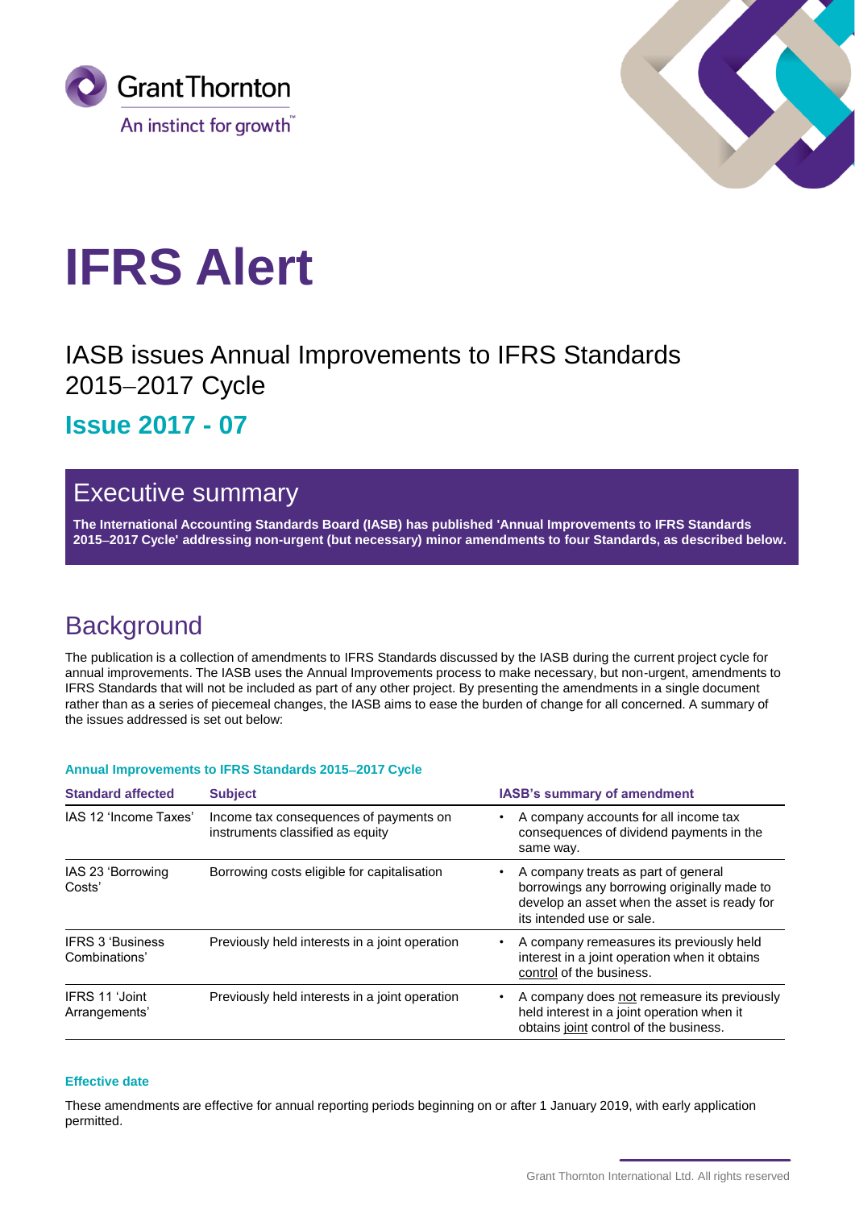Grant Thornton

An instinct for growth™

# IFRS Alert

## IASB issues Annual Improvements to IFRS Standards 2015–2017 Cycle

## Issue 2017 - 07

## Executive summary

**The International Accounting Standards Board (IASB) has published 'Annual Improvements to IFRS Standards 2015–2017 Cycle' addressing non-urgent (but necessary) minor amendments to four Standards, as described below.**

## Background

The publication is a collection of amendments to IFRS Standards discussed by the IASB during the current project cycle for annual improvements. The IASB uses the Annual Improvements process to make necessary, but non-urgent, amendments to IFRS Standards that will not be included as part of any other project. By presenting the amendments in a single document rather than as a series of piecemeal changes, the IASB aims to ease the burden of change for all concerned. A summary of the issues addressed is set out below:

**Annual Improvements to IFRS Standards 2015–2017 Cycle**

| Standard affected | Subject | IASB's summary of amendment |
|---|---|---|
| IAS 12 'Income Taxes' | Income tax consequences of payments on instruments classified as equity | • A company accounts for all income tax consequences of dividend payments in the same way. |
| IAS 23 'Borrowing Costs' | Borrowing costs eligible for capitalisation | • A company treats as part of general borrowings any borrowing originally made to develop an asset when the asset is ready for its intended use or sale. |
| IFRS 3 'Business Combinations' | Previously held interests in a joint operation | • A company remeasures its previously held interest in a joint operation when it obtains control of the business. |
| IFRS 11 'Joint Arrangements' | Previously held interests in a joint operation | • A company does not remeasure its previously held interest in a joint operation when it obtains joint control of the business. |

**Effective date**

These amendments are effective for annual reporting periods beginning on or after 1 January 2019, with early application permitted.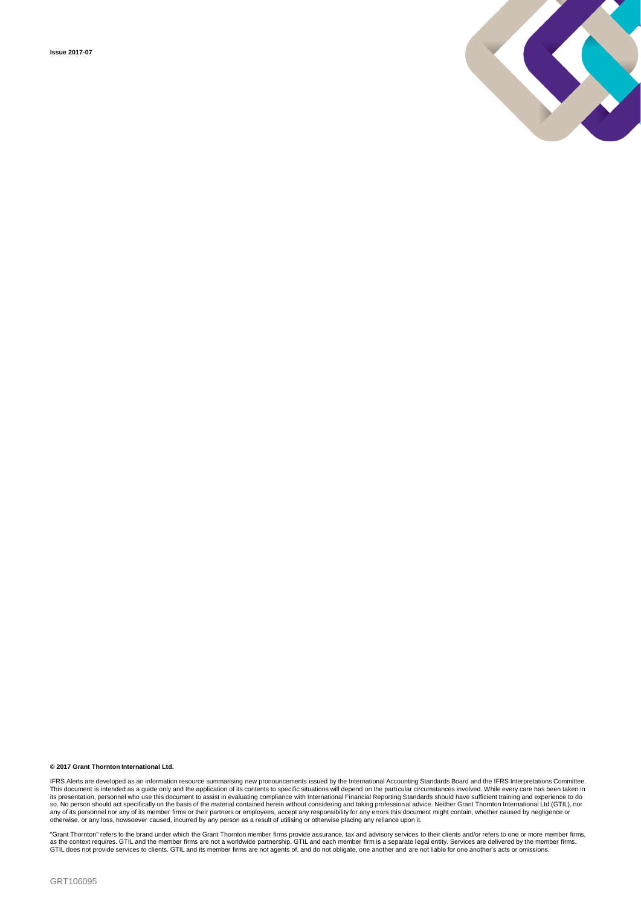**Issue 2017-07**

**© 2017 Grant Thornton International Ltd.**

IFRS Alerts are developed as an information resource summarising new pronouncements issued by the International Accounting Standards Board and the IFRS Interpretations Committee. This document is intended as a guide only and the application of its contents to specific situations will depend on the particular circumstances involved. While every care has been taken in its presentation, personnel who use this document to assist in evaluating compliance with International Financial Reporting Standards should have sufficient training and experience to do so. No person should act specifically on the basis of the material contained herein without considering and taking professional advice. Neither Grant Thornton International Ltd (GTIL), nor any of its personnel nor any of its member firms or their partners or employees, accept any responsibility for any errors this document might contain, whether caused by negligence or otherwise, or any loss, howsoever caused, incurred by any person as a result of utilising or otherwise placing any reliance upon it.

"Grant Thornton" refers to the brand under which the Grant Thornton member firms provide assurance, tax and advisory services to their clients and/or refers to one or more member firms, as the context requires. GTIL and the member firms are not a worldwide partnership. GTIL and each member firm is a separate legal entity. Services are delivered by the member firms. GTIL does not provide services to clients. GTIL and its member firms are not agents of, and do not obligate, one another and are not liable for one another's acts or omissions.

GRT106095